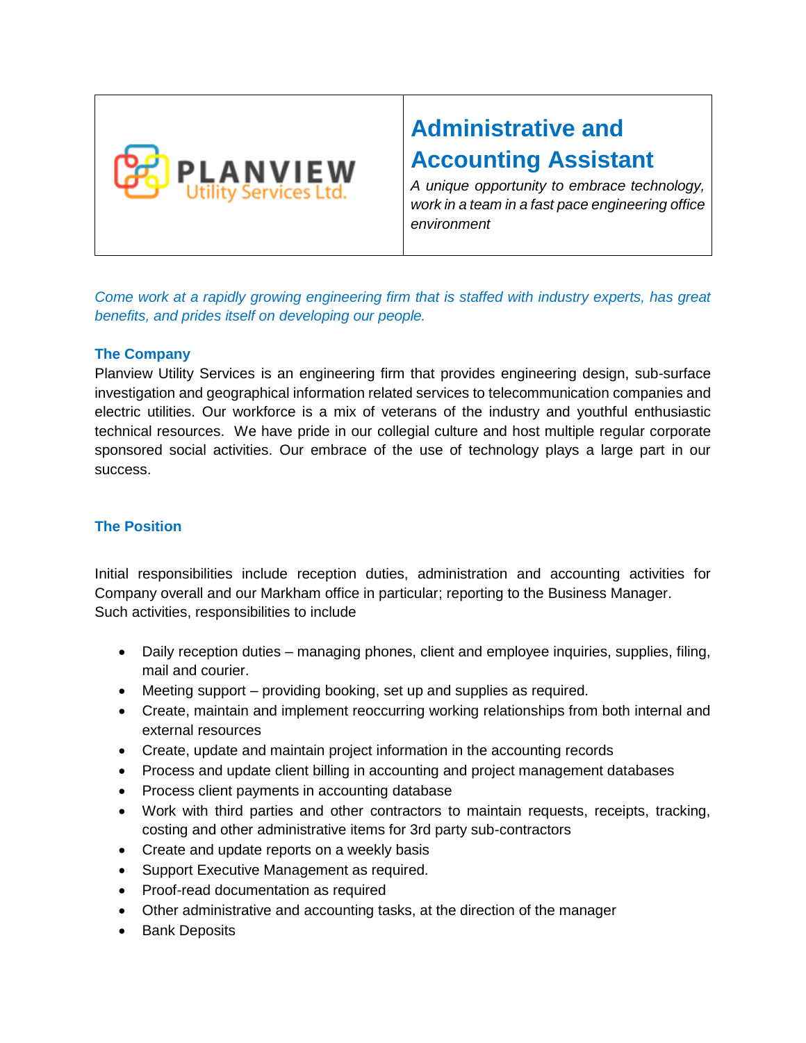PLANVIEW Utility Services Ltd.

# Administrative and Accounting Assistant

*A unique opportunity to embrace technology, work in a team in a fast pace engineering office environment*

*Come work at a rapidly growing engineering firm that is staffed with industry experts, has great benefits, and prides itself on developing our people.*

## The Company

Planview Utility Services is an engineering firm that provides engineering design, sub-surface investigation and geographical information related services to telecommunication companies and electric utilities. Our workforce is a mix of veterans of the industry and youthful enthusiastic technical resources. We have pride in our collegial culture and host multiple regular corporate sponsored social activities. Our embrace of the use of technology plays a large part in our success.

## The Position

Initial responsibilities include reception duties, administration and accounting activities for Company overall and our Markham office in particular; reporting to the Business Manager. Such activities, responsibilities to include

- Daily reception duties – managing phones, client and employee inquiries, supplies, filing, mail and courier.
- Meeting support – providing booking, set up and supplies as required.
- Create, maintain and implement reoccurring working relationships from both internal and external resources
- Create, update and maintain project information in the accounting records
- Process and update client billing in accounting and project management databases
- Process client payments in accounting database
- Work with third parties and other contractors to maintain requests, receipts, tracking, costing and other administrative items for 3rd party sub-contractors
- Create and update reports on a weekly basis
- Support Executive Management as required.
- Proof-read documentation as required
- Other administrative and accounting tasks, at the direction of the manager
- Bank Deposits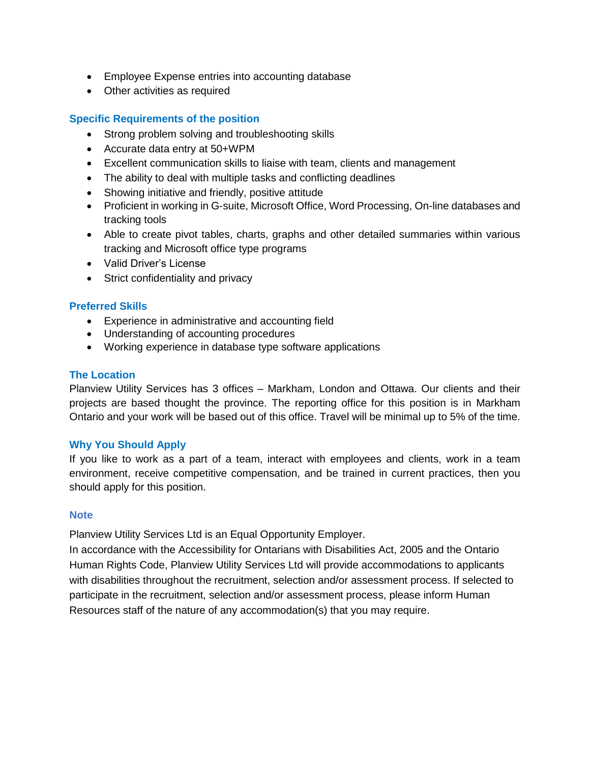- Employee Expense entries into accounting database
- Other activities as required

### Specific Requirements of the position

- Strong problem solving and troubleshooting skills
- Accurate data entry at 50+WPM
- Excellent communication skills to liaise with team, clients and management
- The ability to deal with multiple tasks and conflicting deadlines
- Showing initiative and friendly, positive attitude
- Proficient in working in G-suite, Microsoft Office, Word Processing, On-line databases and tracking tools
- Able to create pivot tables, charts, graphs and other detailed summaries within various tracking and Microsoft office type programs
- Valid Driver's License
- Strict confidentiality and privacy

### Preferred Skills

- Experience in administrative and accounting field
- Understanding of accounting procedures
- Working experience in database type software applications

### The Location

Planview Utility Services has 3 offices – Markham, London and Ottawa. Our clients and their projects are based thought the province. The reporting office for this position is in Markham Ontario and your work will be based out of this office. Travel will be minimal up to 5% of the time.

### Why You Should Apply

If you like to work as a part of a team, interact with employees and clients, work in a team environment, receive competitive compensation, and be trained in current practices, then you should apply for this position.

### Note

Planview Utility Services Ltd is an Equal Opportunity Employer.
In accordance with the Accessibility for Ontarians with Disabilities Act, 2005 and the Ontario Human Rights Code, Planview Utility Services Ltd will provide accommodations to applicants with disabilities throughout the recruitment, selection and/or assessment process. If selected to participate in the recruitment, selection and/or assessment process, please inform Human Resources staff of the nature of any accommodation(s) that you may require.